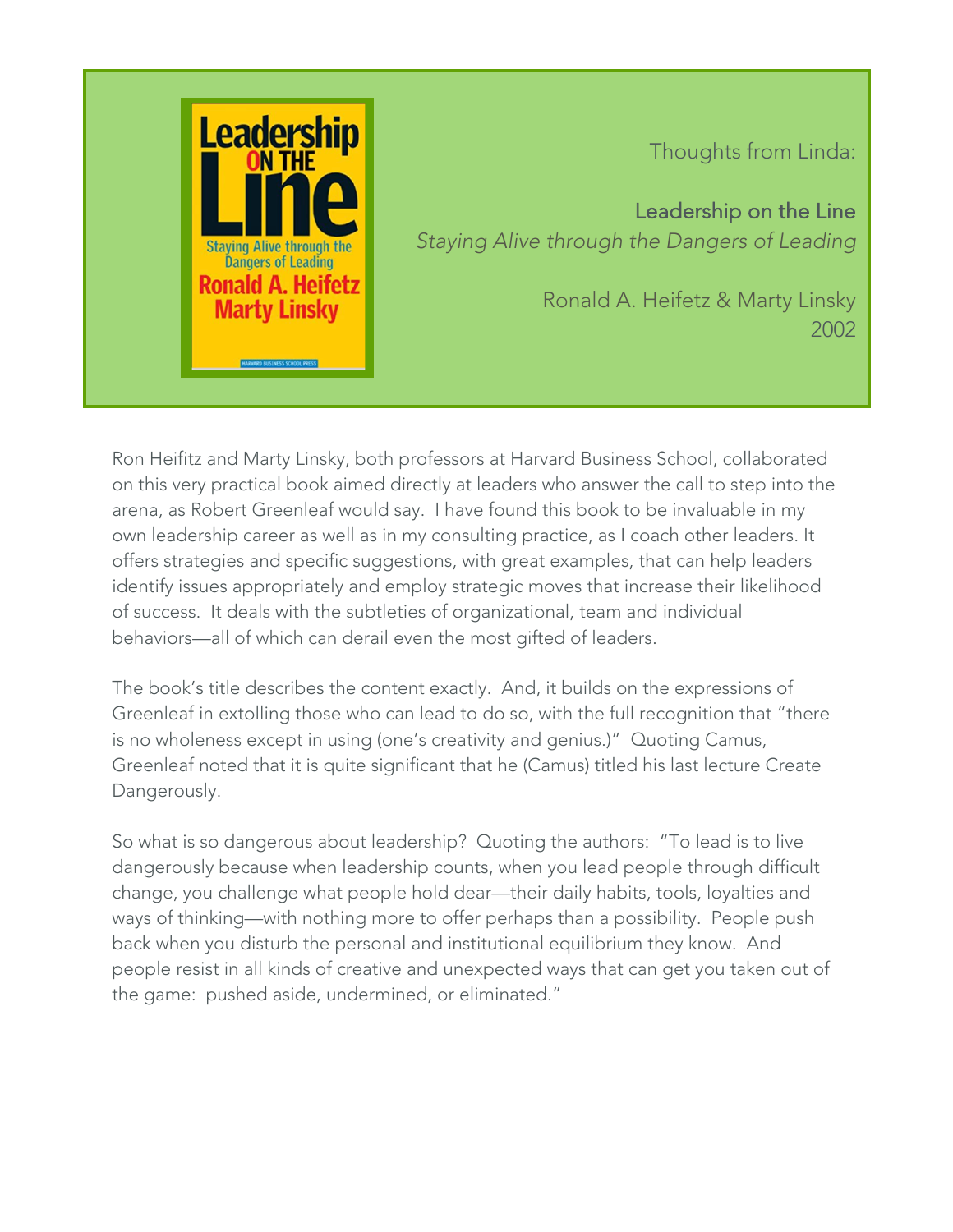Thoughts from Linda:

## Leadership on the Line

*Staying Alive through the Dangers of Leading*

Ronald A. Heifetz & Marty Linsky
2002

Ron Heifitz and Marty Linsky, both professors at Harvard Business School, collaborated on this very practical book aimed directly at leaders who answer the call to step into the arena, as Robert Greenleaf would say. I have found this book to be invaluable in my own leadership career as well as in my consulting practice, as I coach other leaders. It offers strategies and specific suggestions, with great examples, that can help leaders identify issues appropriately and employ strategic moves that increase their likelihood of success. It deals with the subtleties of organizational, team and individual behaviors—all of which can derail even the most gifted of leaders.

The book's title describes the content exactly. And, it builds on the expressions of Greenleaf in extolling those who can lead to do so, with the full recognition that "there is no wholeness except in using (one's creativity and genius.)" Quoting Camus, Greenleaf noted that it is quite significant that he (Camus) titled his last lecture Create Dangerously.

So what is so dangerous about leadership? Quoting the authors: "To lead is to live dangerously because when leadership counts, when you lead people through difficult change, you challenge what people hold dear—their daily habits, tools, loyalties and ways of thinking—with nothing more to offer perhaps than a possibility. People push back when you disturb the personal and institutional equilibrium they know. And people resist in all kinds of creative and unexpected ways that can get you taken out of the game: pushed aside, undermined, or eliminated."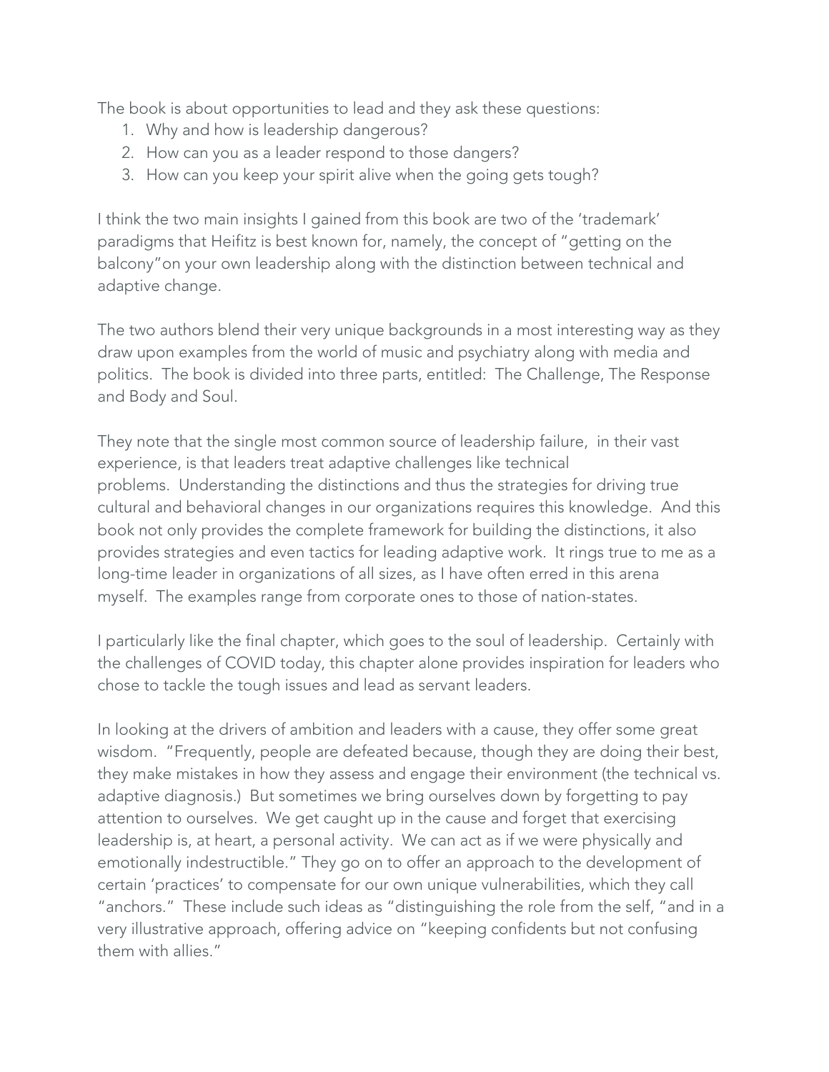The book is about opportunities to lead and they ask these questions:

1. Why and how is leadership dangerous?
2. How can you as a leader respond to those dangers?
3. How can you keep your spirit alive when the going gets tough?

I think the two main insights I gained from this book are two of the 'trademark' paradigms that Heifitz is best known for, namely, the concept of "getting on the balcony"on your own leadership along with the distinction between technical and adaptive change.

The two authors blend their very unique backgrounds in a most interesting way as they draw upon examples from the world of music and psychiatry along with media and politics. The book is divided into three parts, entitled: The Challenge, The Response and Body and Soul.

They note that the single most common source of leadership failure, in their vast experience, is that leaders treat adaptive challenges like technical problems. Understanding the distinctions and thus the strategies for driving true cultural and behavioral changes in our organizations requires this knowledge. And this book not only provides the complete framework for building the distinctions, it also provides strategies and even tactics for leading adaptive work. It rings true to me as a long-time leader in organizations of all sizes, as I have often erred in this arena myself. The examples range from corporate ones to those of nation-states.

I particularly like the final chapter, which goes to the soul of leadership. Certainly with the challenges of COVID today, this chapter alone provides inspiration for leaders who chose to tackle the tough issues and lead as servant leaders.

In looking at the drivers of ambition and leaders with a cause, they offer some great wisdom. "Frequently, people are defeated because, though they are doing their best, they make mistakes in how they assess and engage their environment (the technical vs. adaptive diagnosis.) But sometimes we bring ourselves down by forgetting to pay attention to ourselves. We get caught up in the cause and forget that exercising leadership is, at heart, a personal activity. We can act as if we were physically and emotionally indestructible." They go on to offer an approach to the development of certain 'practices' to compensate for our own unique vulnerabilities, which they call "anchors." These include such ideas as "distinguishing the role from the self, "and in a very illustrative approach, offering advice on "keeping confidents but not confusing them with allies."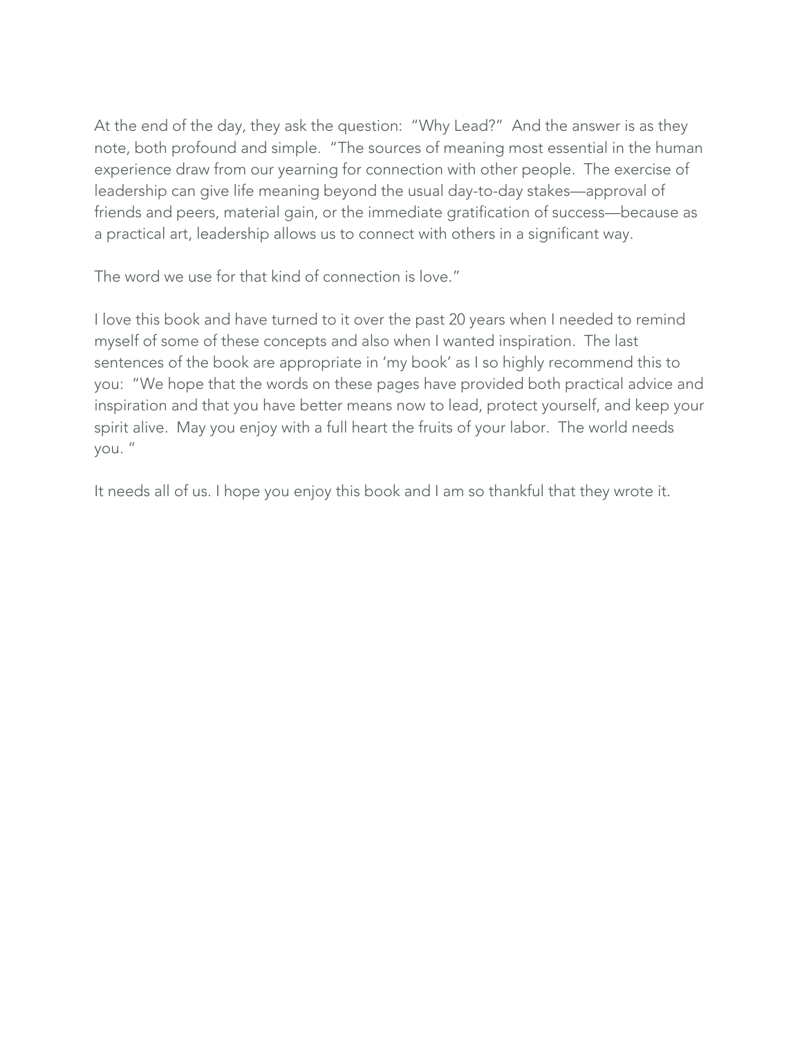At the end of the day, they ask the question: "Why Lead?" And the answer is as they note, both profound and simple. "The sources of meaning most essential in the human experience draw from our yearning for connection with other people. The exercise of leadership can give life meaning beyond the usual day-to-day stakes—approval of friends and peers, material gain, or the immediate gratification of success—because as a practical art, leadership allows us to connect with others in a significant way.

The word we use for that kind of connection is love."

I love this book and have turned to it over the past 20 years when I needed to remind myself of some of these concepts and also when I wanted inspiration. The last sentences of the book are appropriate in 'my book' as I so highly recommend this to you: "We hope that the words on these pages have provided both practical advice and inspiration and that you have better means now to lead, protect yourself, and keep your spirit alive. May you enjoy with a full heart the fruits of your labor. The world needs you. "

It needs all of us. I hope you enjoy this book and I am so thankful that they wrote it.